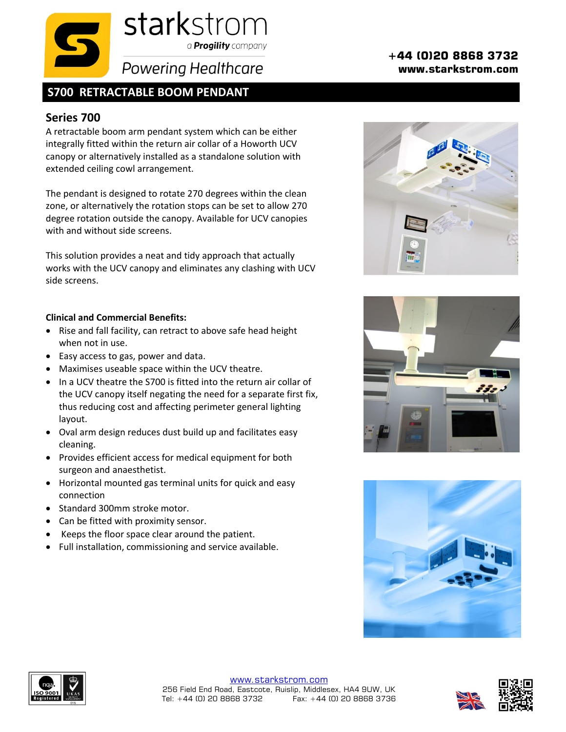starkstrom

a **Progility** company

*Powering Healthcare*

+44 (0)20 8868 3732
www.starkstrom.com

# S700 RETRACTABLE BOOM PENDANT

## Series 700

A retractable boom arm pendant system which can be either integrally fitted within the return air collar of a Howorth UCV canopy or alternatively installed as a standalone solution with extended ceiling cowl arrangement.

The pendant is designed to rotate 270 degrees within the clean zone, or alternatively the rotation stops can be set to allow 270 degree rotation outside the canopy. Available for UCV canopies with and without side screens.

This solution provides a neat and tidy approach that actually works with the UCV canopy and eliminates any clashing with UCV side screens.

**Clinical and Commercial Benefits:**

- Rise and fall facility, can retract to above safe head height when not in use.
- Easy access to gas, power and data.
- Maximises useable space within the UCV theatre.
- In a UCV theatre the S700 is fitted into the return air collar of the UCV canopy itself negating the need for a separate first fix, thus reducing cost and affecting perimeter general lighting layout.
- Oval arm design reduces dust build up and facilitates easy cleaning.
- Provides efficient access for medical equipment for both surgeon and anaesthetist.
- Horizontal mounted gas terminal units for quick and easy connection
- Standard 300mm stroke motor.
- Can be fitted with proximity sensor.
- Keeps the floor space clear around the patient.
- Full installation, commissioning and service available.

www.starkstrom.com
256 Field End Road, Eastcote, Ruislip, Middlesex, HA4 9UW, UK
Tel: +44 (0) 20 8868 3732 Fax: +44 (0) 20 8868 3736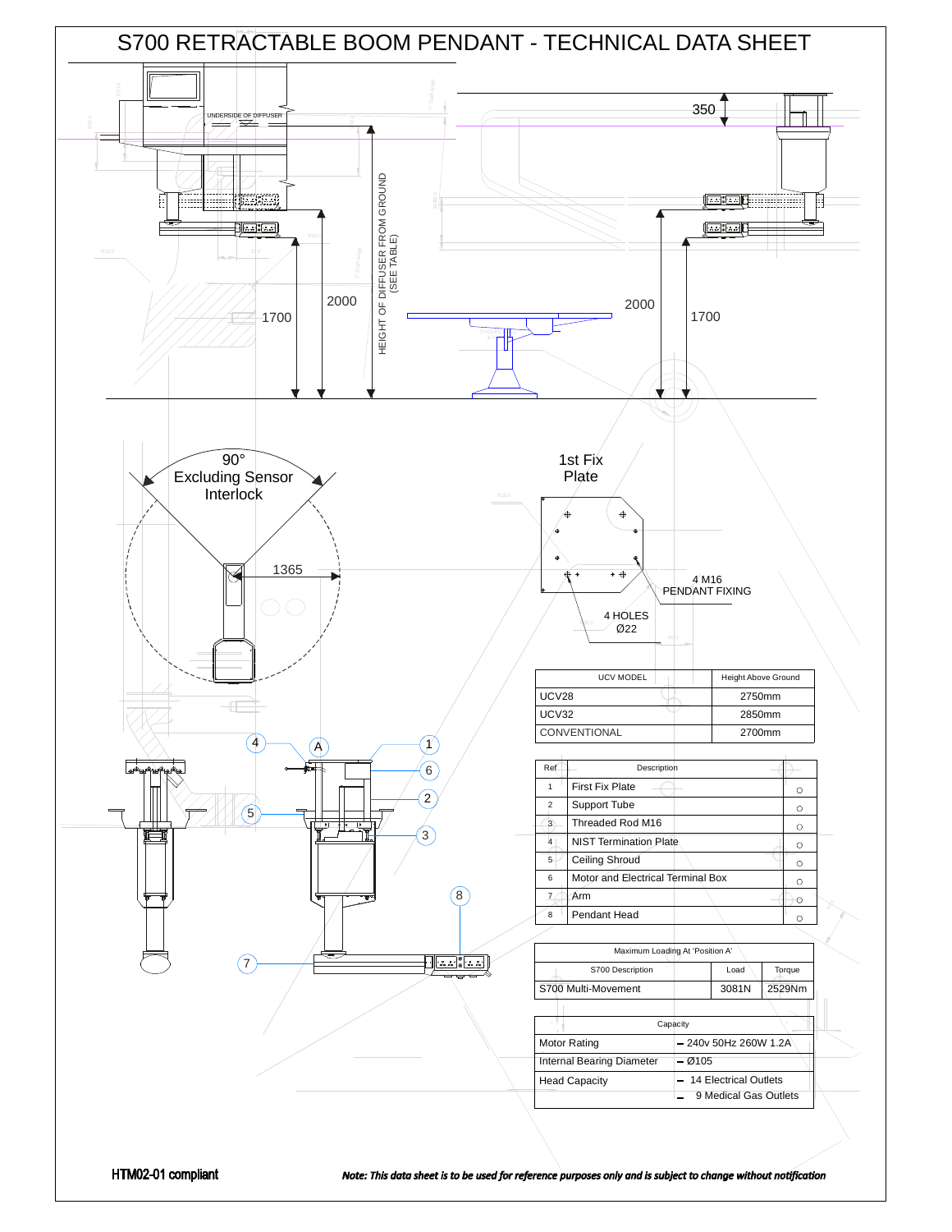# S700 RETRACTABLE BOOM PENDANT - TECHNICAL DATA SHEET

UNDERSIDE OF DIFFUSER

350

HEIGHT OF DIFFUSER FROM GROUND (SEE TABLE)

2000

1700

2000

1700

90°
Excluding Sensor Interlock

1365

1st Fix Plate

4 M16 PENDANT FIXING

4 HOLES Ø22

| UCV MODEL | Height Above Ground |
|---|---|
| UCV28 | 2750mm |
| UCV32 | 2850mm |
| CONVENTIONAL | 2700mm |

4 A 1 6 2 5 3 8 7

| Ref | Description | |
|---|---|---|
| 1 | First Fix Plate | ○ |
| 2 | Support Tube | ○ |
| 3 | Threaded Rod M16 | ○ |
| 4 | NIST Termination Plate | ○ |
| 5 | Ceiling Shroud | ○ |
| 6 | Motor and Electrical Terminal Box | ○ |
| 7 | Arm | ○ |
| 8 | Pendant Head | ○ |

| Maximum Loading At 'Position A' | | |
|---|---|---|
| S700 Description | Load | Torque |
| S700 Multi-Movement | 3081N | 2529Nm |

| Capacity | |
|---|---|
| Motor Rating | 240v 50Hz 260W 1.2A |
| Internal Bearing Diameter | Ø105 |
| Head Capacity | 14 Electrical Outlets<br>9 Medical Gas Outlets |

HTM02-01 compliant

*Note: This data sheet is to be used for reference purposes only and is subject to change without notification*